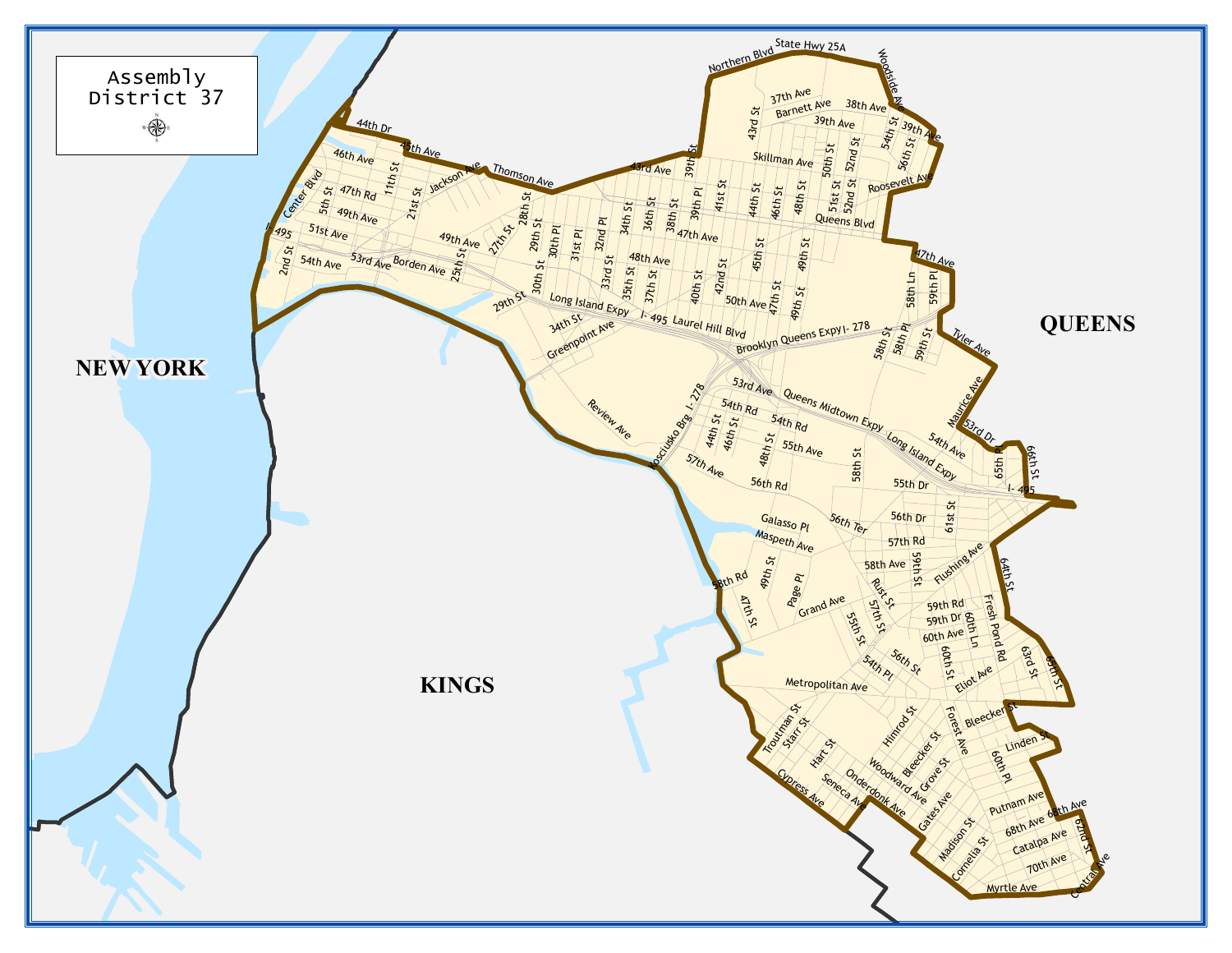# Assembly District 37

NEW YORK

KINGS

QUEENS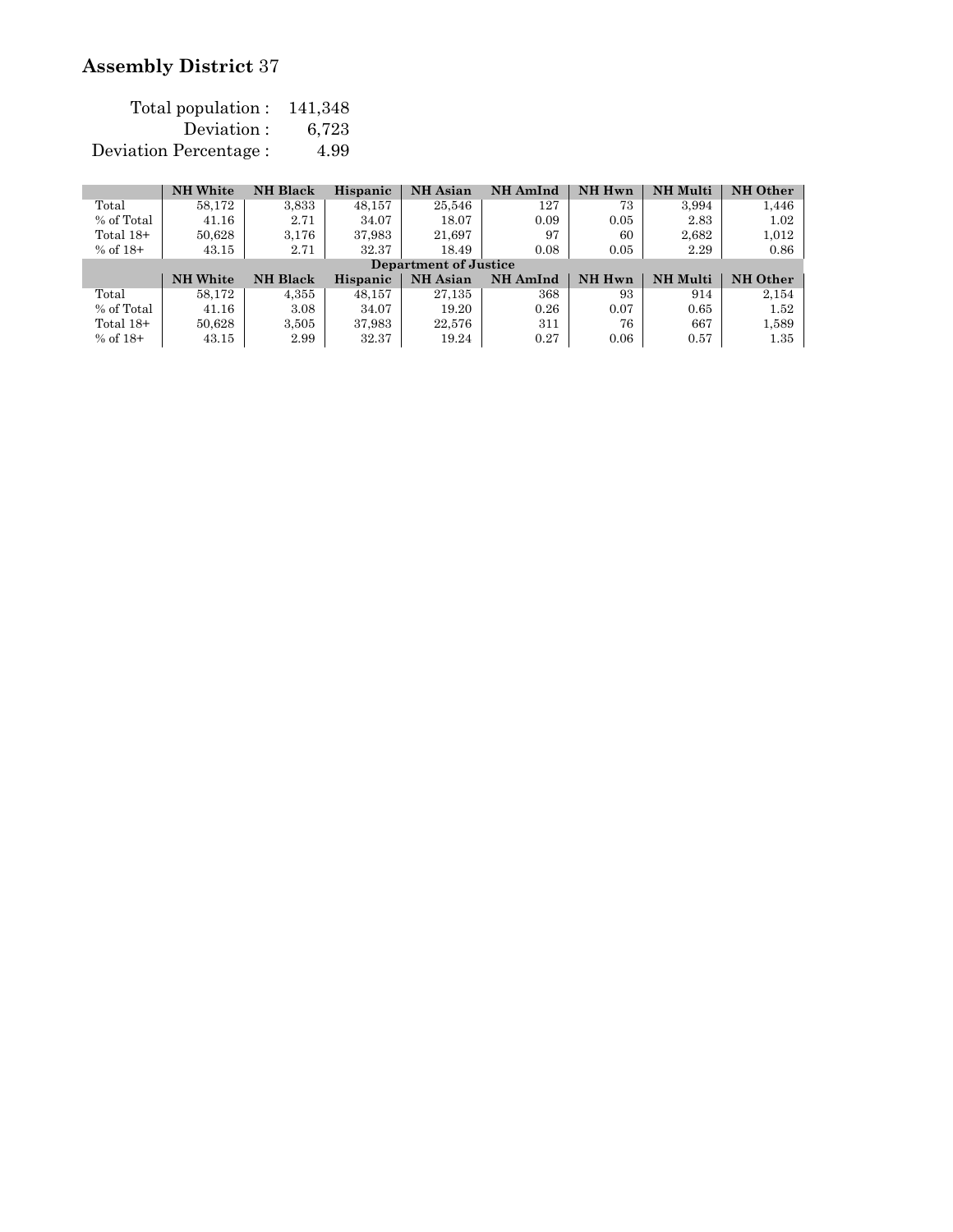**Assembly District** 37

Total population : 141,348
Deviation : 6,723
Deviation Percentage : 4.99

| | NH White | NH Black | Hispanic | NH Asian | NH AmInd | NH Hwn | NH Multi | NH Other |
|---|---|---|---|---|---|---|---|---|
| Total | 58,172 | 3,833 | 48,157 | 25,546 | 127 | 73 | 3,994 | 1,446 |
| % of Total | 41.16 | 2.71 | 34.07 | 18.07 | 0.09 | 0.05 | 2.83 | 1.02 |
| Total 18+ | 50,628 | 3,176 | 37,983 | 21,697 | 97 | 60 | 2,682 | 1,012 |
| % of 18+ | 43.15 | 2.71 | 32.37 | 18.49 | 0.08 | 0.05 | 2.29 | 0.86 |
| **Department of Justice** | | | | | | | | |
| | **NH White** | **NH Black** | **Hispanic** | **NH Asian** | **NH AmInd** | **NH Hwn** | **NH Multi** | **NH Other** |
| Total | 58,172 | 4,355 | 48,157 | 27,135 | 368 | 93 | 914 | 2,154 |
| % of Total | 41.16 | 3.08 | 34.07 | 19.20 | 0.26 | 0.07 | 0.65 | 1.52 |
| Total 18+ | 50,628 | 3,505 | 37,983 | 22,576 | 311 | 76 | 667 | 1,589 |
| % of 18+ | 43.15 | 2.99 | 32.37 | 19.24 | 0.27 | 0.06 | 0.57 | 1.35 |